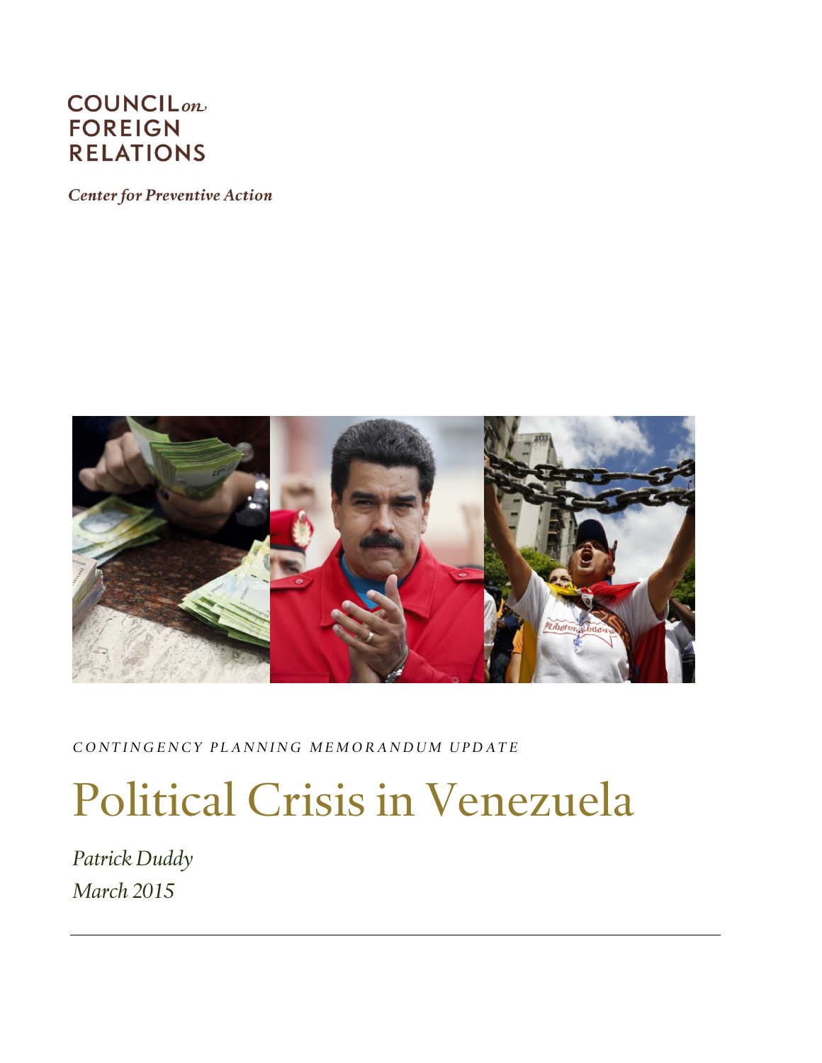COUNCIL *on* FOREIGN RELATIONS

*Center for Preventive Action*

*CONTINGENCY PLANNING MEMORANDUM UPDATE*

# Political Crisis in Venezuela

*Patrick Duddy*

*March 2015*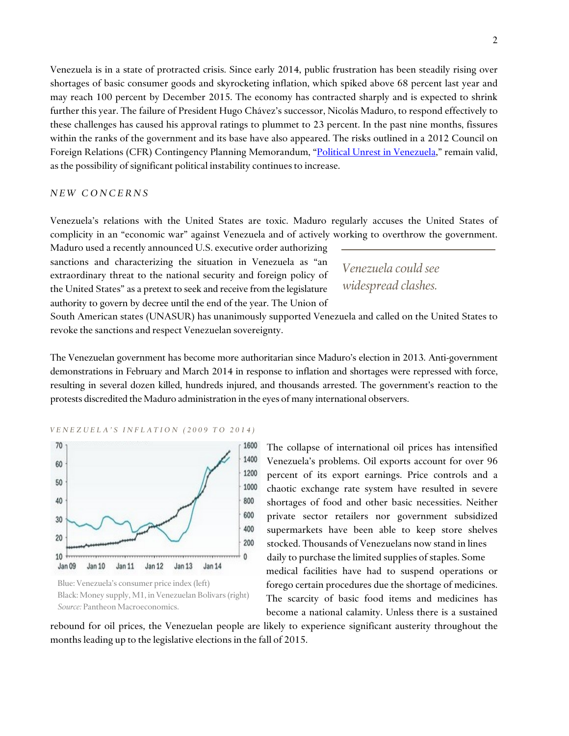Venezuela is in a state of protracted crisis. Since early 2014, public frustration has been steadily rising over shortages of basic consumer goods and skyrocketing inflation, which spiked above 68 percent last year and may reach 100 percent by December 2015. The economy has contracted sharply and is expected to shrink further this year. The failure of President Hugo Chávez's successor, Nicolás Maduro, to respond effectively to these challenges has caused his approval ratings to plummet to 23 percent. In the past nine months, fissures within the ranks of the government and its base have also appeared. The risks outlined in a 2012 Council on Foreign Relations (CFR) Contingency Planning Memorandum, "[Political Unrest in Venezuela](#)," remain valid, as the possibility of significant political instability continues to increase.

## *NEW CONCERNS*

Venezuela's relations with the United States are toxic. Maduro regularly accuses the United States of complicity in an "economic war" against Venezuela and of actively working to overthrow the government. Maduro used a recently announced U.S. executive order authorizing sanctions and characterizing the situation in Venezuela as "an extraordinary threat to the national security and foreign policy of the United States" as a pretext to seek and receive from the legislature authority to govern by decree until the end of the year. The Union of South American states (UNASUR) has unanimously supported Venezuela and called on the United States to revoke the sanctions and respect Venezuelan sovereignty.

> *Venezuela could see widespread clashes.*

The Venezuelan government has become more authoritarian since Maduro's election in 2013. Anti-government demonstrations in February and March 2014 in response to inflation and shortages were repressed with force, resulting in several dozen killed, hundreds injured, and thousands arrested. The government's reaction to the protests discredited the Maduro administration in the eyes of many international observers.

*VENEZUELA'S INFLATION (2009 TO 2014)*

Blue: Venezuela's consumer price index (left)
Black: Money supply, M1, in Venezuelan Bolivars (right)
*Source:* Pantheon Macroeconomics.

The collapse of international oil prices has intensified Venezuela's problems. Oil exports account for over 96 percent of its export earnings. Price controls and a chaotic exchange rate system have resulted in severe shortages of food and other basic necessities. Neither private sector retailers nor government subsidized supermarkets have been able to keep store shelves stocked. Thousands of Venezuelans now stand in lines daily to purchase the limited supplies of staples. Some medical facilities have had to suspend operations or forego certain procedures due the shortage of medicines. The scarcity of basic food items and medicines has become a national calamity. Unless there is a sustained rebound for oil prices, the Venezuelan people are likely to experience significant austerity throughout the months leading up to the legislative elections in the fall of 2015.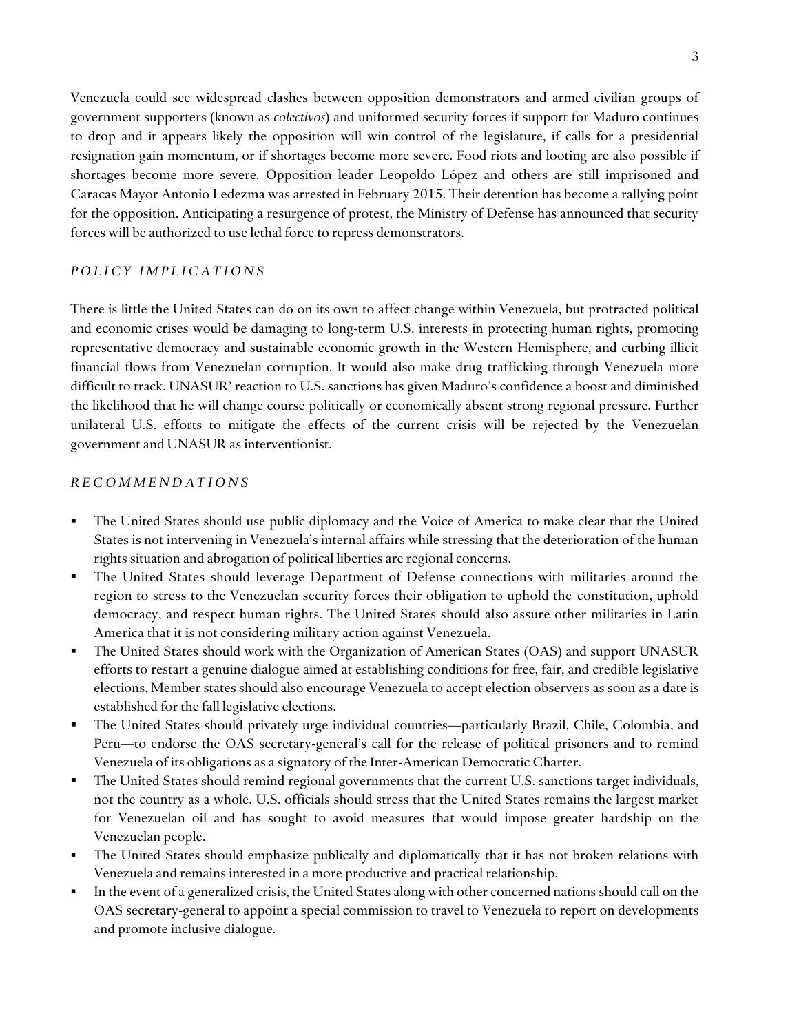Venezuela could see widespread clashes between opposition demonstrators and armed civilian groups of government supporters (known as *colectivos*) and uniformed security forces if support for Maduro continues to drop and it appears likely the opposition will win control of the legislature, if calls for a presidential resignation gain momentum, or if shortages become more severe. Food riots and looting are also possible if shortages become more severe. Opposition leader Leopoldo López and others are still imprisoned and Caracas Mayor Antonio Ledezma was arrested in February 2015. Their detention has become a rallying point for the opposition. Anticipating a resurgence of protest, the Ministry of Defense has announced that security forces will be authorized to use lethal force to repress demonstrators.

## *POLICY IMPLICATIONS*

There is little the United States can do on its own to affect change within Venezuela, but protracted political and economic crises would be damaging to long-term U.S. interests in protecting human rights, promoting representative democracy and sustainable economic growth in the Western Hemisphere, and curbing illicit financial flows from Venezuelan corruption. It would also make drug trafficking through Venezuela more difficult to track. UNASUR' reaction to U.S. sanctions has given Maduro's confidence a boost and diminished the likelihood that he will change course politically or economically absent strong regional pressure. Further unilateral U.S. efforts to mitigate the effects of the current crisis will be rejected by the Venezuelan government and UNASUR as interventionist.

## *RECOMMENDATIONS*

- The United States should use public diplomacy and the Voice of America to make clear that the United States is not intervening in Venezuela's internal affairs while stressing that the deterioration of the human rights situation and abrogation of political liberties are regional concerns.
- The United States should leverage Department of Defense connections with militaries around the region to stress to the Venezuelan security forces their obligation to uphold the constitution, uphold democracy, and respect human rights. The United States should also assure other militaries in Latin America that it is not considering military action against Venezuela.
- The United States should work with the Organization of American States (OAS) and support UNASUR efforts to restart a genuine dialogue aimed at establishing conditions for free, fair, and credible legislative elections. Member states should also encourage Venezuela to accept election observers as soon as a date is established for the fall legislative elections.
- The United States should privately urge individual countries—particularly Brazil, Chile, Colombia, and Peru—to endorse the OAS secretary-general's call for the release of political prisoners and to remind Venezuela of its obligations as a signatory of the Inter-American Democratic Charter.
- The United States should remind regional governments that the current U.S. sanctions target individuals, not the country as a whole. U.S. officials should stress that the United States remains the largest market for Venezuelan oil and has sought to avoid measures that would impose greater hardship on the Venezuelan people.
- The United States should emphasize publically and diplomatically that it has not broken relations with Venezuela and remains interested in a more productive and practical relationship.
- In the event of a generalized crisis, the United States along with other concerned nations should call on the OAS secretary-general to appoint a special commission to travel to Venezuela to report on developments and promote inclusive dialogue.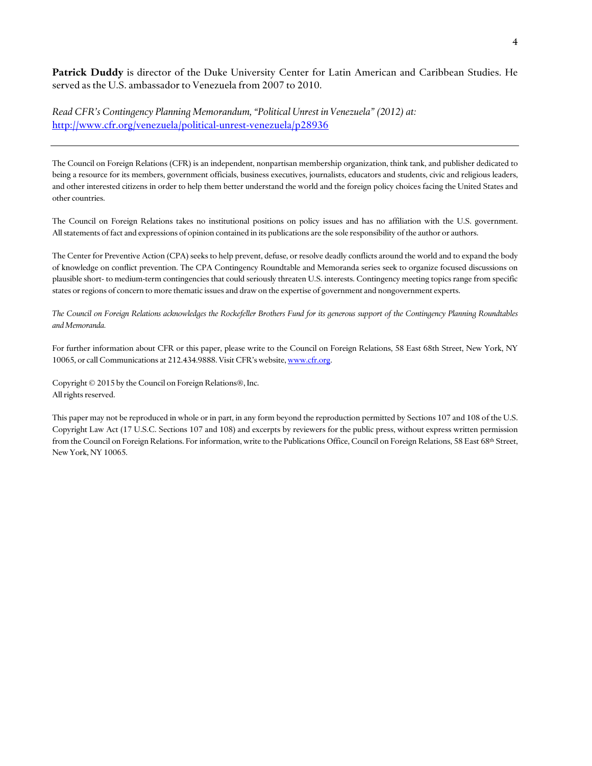**Patrick Duddy** is director of the Duke University Center for Latin American and Caribbean Studies. He served as the U.S. ambassador to Venezuela from 2007 to 2010.

*Read CFR's Contingency Planning Memorandum, "Political Unrest in Venezuela" (2012) at:* [http://www.cfr.org/venezuela/political-unrest-venezuela/p28936](http://www.cfr.org/venezuela/political-unrest-venezuela/p28936)

---

The Council on Foreign Relations (CFR) is an independent, nonpartisan membership organization, think tank, and publisher dedicated to being a resource for its members, government officials, business executives, journalists, educators and students, civic and religious leaders, and other interested citizens in order to help them better understand the world and the foreign policy choices facing the United States and other countries.

The Council on Foreign Relations takes no institutional positions on policy issues and has no affiliation with the U.S. government. All statements of fact and expressions of opinion contained in its publications are the sole responsibility of the author or authors.

The Center for Preventive Action (CPA) seeks to help prevent, defuse, or resolve deadly conflicts around the world and to expand the body of knowledge on conflict prevention. The CPA Contingency Roundtable and Memoranda series seek to organize focused discussions on plausible short- to medium-term contingencies that could seriously threaten U.S. interests. Contingency meeting topics range from specific states or regions of concern to more thematic issues and draw on the expertise of government and nongovernment experts.

*The Council on Foreign Relations acknowledges the Rockefeller Brothers Fund for its generous support of the Contingency Planning Roundtables and Memoranda.*

For further information about CFR or this paper, please write to the Council on Foreign Relations, 58 East 68th Street, New York, NY 10065, or call Communications at 212.434.9888. Visit CFR's website, [www.cfr.org](http://www.cfr.org).

Copyright © 2015 by the Council on Foreign Relations®, Inc.
All rights reserved.

This paper may not be reproduced in whole or in part, in any form beyond the reproduction permitted by Sections 107 and 108 of the U.S. Copyright Law Act (17 U.S.C. Sections 107 and 108) and excerpts by reviewers for the public press, without express written permission from the Council on Foreign Relations. For information, write to the Publications Office, Council on Foreign Relations, 58 East 68th Street, New York, NY 10065.